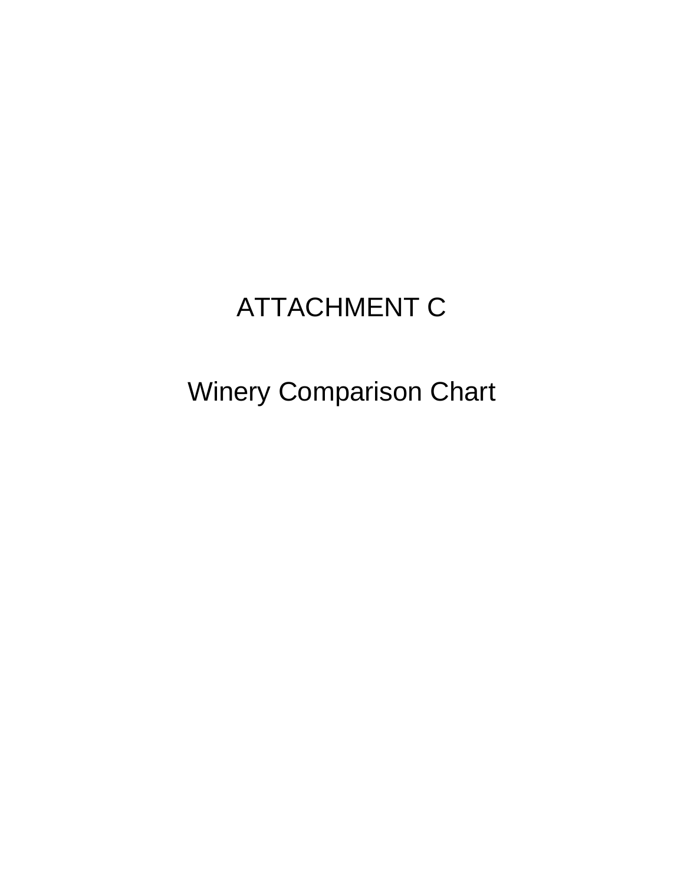# ATTACHMENT C

## Winery Comparison Chart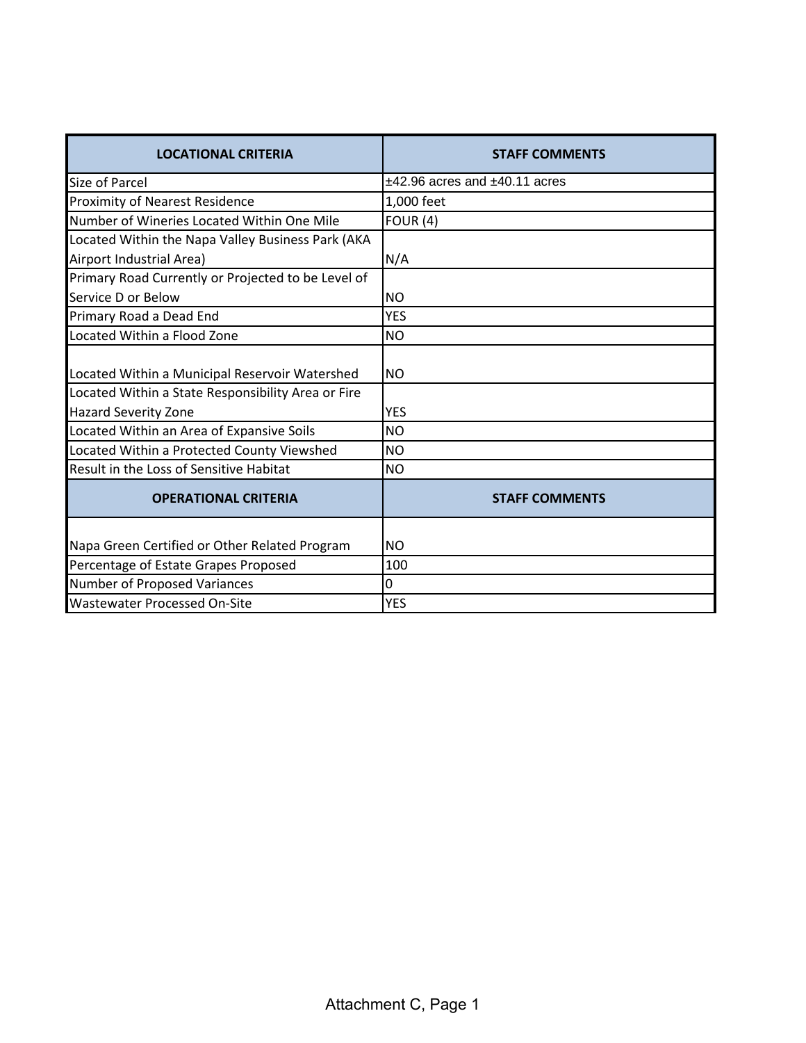| LOCATIONAL CRITERIA | STAFF COMMENTS |
|---|---|
| Size of Parcel | ±42.96 acres and ±40.11 acres |
| Proximity of Nearest Residence | 1,000 feet |
| Number of Wineries Located Within One Mile | FOUR (4) |
| Located Within the Napa Valley Business Park (AKA Airport Industrial Area) | N/A |
| Primary Road Currently or Projected to be Level of Service D or Below | NO |
| Primary Road a Dead End | YES |
| Located Within a Flood Zone | NO |
| Located Within a Municipal Reservoir Watershed | NO |
| Located Within a State Responsibility Area or Fire Hazard Severity Zone | YES |
| Located Within an Area of Expansive Soils | NO |
| Located Within a Protected County Viewshed | NO |
| Result in the Loss of Sensitive Habitat | NO |
| **OPERATIONAL CRITERIA** | **STAFF COMMENTS** |
| Napa Green Certified or Other Related Program | NO |
| Percentage of Estate Grapes Proposed | 100 |
| Number of Proposed Variances | 0 |
| Wastewater Processed On-Site | YES |

Attachment C, Page 1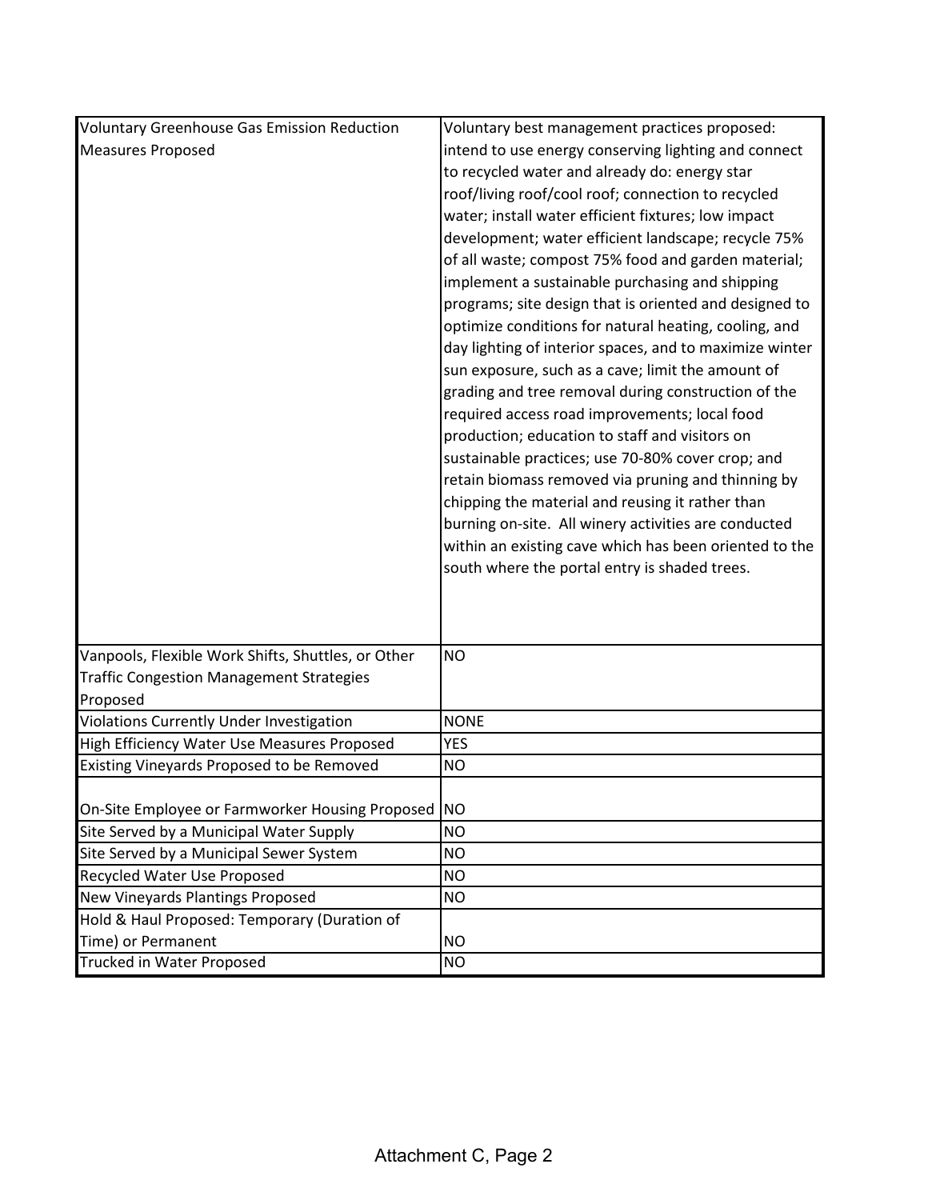| | |
|---|---|
| Voluntary Greenhouse Gas Emission Reduction Measures Proposed | Voluntary best management practices proposed: intend to use energy conserving lighting and connect to recycled water and already do: energy star roof/living roof/cool roof; connection to recycled water; install water efficient fixtures; low impact development; water efficient landscape; recycle 75% of all waste; compost 75% food and garden material; implement a sustainable purchasing and shipping programs; site design that is oriented and designed to optimize conditions for natural heating, cooling, and day lighting of interior spaces, and to maximize winter sun exposure, such as a cave; limit the amount of grading and tree removal during construction of the required access road improvements; local food production; education to staff and visitors on sustainable practices; use 70-80% cover crop; and retain biomass removed via pruning and thinning by chipping the material and reusing it rather than burning on-site. All winery activities are conducted within an existing cave which has been oriented to the south where the portal entry is shaded trees. |
| Vanpools, Flexible Work Shifts, Shuttles, or Other Traffic Congestion Management Strategies Proposed | NO |
| Violations Currently Under Investigation | NONE |
| High Efficiency Water Use Measures Proposed | YES |
| Existing Vineyards Proposed to be Removed | NO |
| On-Site Employee or Farmworker Housing Proposed | NO |
| Site Served by a Municipal Water Supply | NO |
| Site Served by a Municipal Sewer System | NO |
| Recycled Water Use Proposed | NO |
| New Vineyards Plantings Proposed | NO |
| Hold & Haul Proposed: Temporary (Duration of Time) or Permanent | NO |
| Trucked in Water Proposed | NO |

Attachment C, Page 2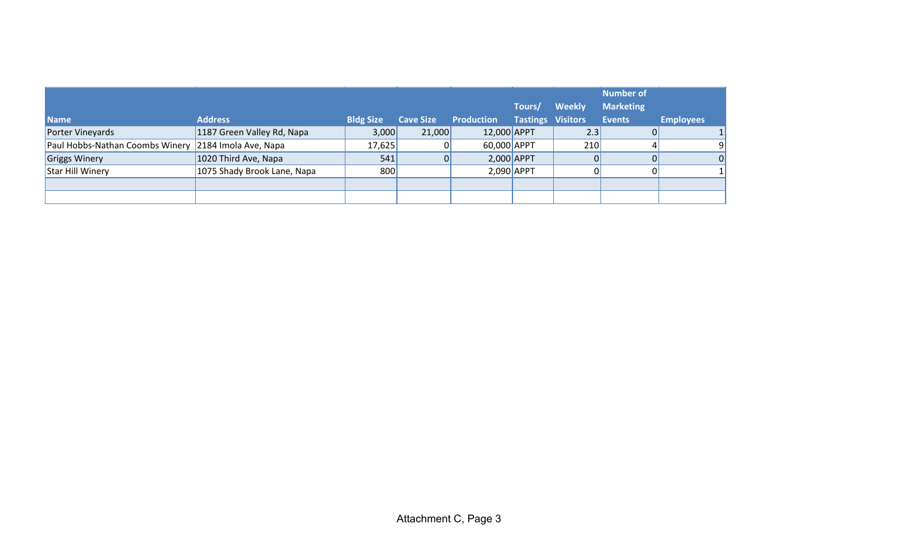| Name | Address | Bldg Size | Cave Size | Production | Tours/ Tastings | Weekly Visitors | Number of Marketing Events | Employees |
|---|---|---|---|---|---|---|---|---|
| Porter Vineyards | 1187 Green Valley Rd, Napa | 3,000 | 21,000 | 12,000 | APPT | 2.3 | 0 | 1 |
| Paul Hobbs-Nathan Coombs Winery | 2184 Imola Ave, Napa | 17,625 | 0 | 60,000 | APPT | 210 | 4 | 9 |
| Griggs Winery | 1020 Third Ave, Napa | 541 | 0 | 2,000 | APPT | 0 | 0 | 0 |
| Star Hill Winery | 1075 Shady Brook Lane, Napa | 800 | | 2,090 | APPT | 0 | 0 | 1 |
| | | | | | | | | |
| | | | | | | | | |

Attachment C, Page 3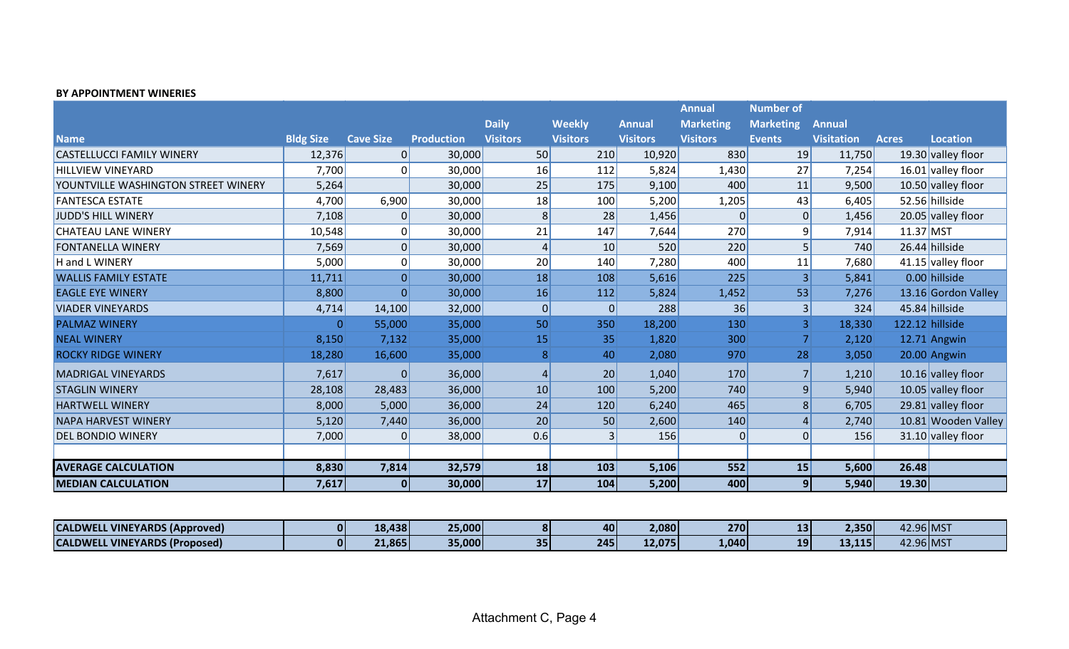**BY APPOINTMENT WINERIES**

| Name | Bldg Size | Cave Size | Production | Daily Visitors | Weekly Visitors | Annual Visitors | Annual Marketing Visitors | Number of Marketing Events | Annual Visitation | Acres | Location |
|---|---|---|---|---|---|---|---|---|---|---|---|
| CASTELLUCCI FAMILY WINERY | 12,376 | 0 | 30,000 | 50 | 210 | 10,920 | 830 | 19 | 11,750 | 19.30 | valley floor |
| HILLVIEW VINEYARD | 7,700 | 0 | 30,000 | 16 | 112 | 5,824 | 1,430 | 27 | 7,254 | 16.01 | valley floor |
| YOUNTVILLE WASHINGTON STREET WINERY | 5,264 | | 30,000 | 25 | 175 | 9,100 | 400 | 11 | 9,500 | 10.50 | valley floor |
| FANTESCA ESTATE | 4,700 | 6,900 | 30,000 | 18 | 100 | 5,200 | 1,205 | 43 | 6,405 | 52.56 | hillside |
| JUDD'S HILL WINERY | 7,108 | 0 | 30,000 | 8 | 28 | 1,456 | 0 | 0 | 1,456 | 20.05 | valley floor |
| CHATEAU LANE WINERY | 10,548 | 0 | 30,000 | 21 | 147 | 7,644 | 270 | 9 | 7,914 | 11.37 | MST |
| FONTANELLA WINERY | 7,569 | 0 | 30,000 | 4 | 10 | 520 | 220 | 5 | 740 | 26.44 | hillside |
| H and L WINERY | 5,000 | 0 | 30,000 | 20 | 140 | 7,280 | 400 | 11 | 7,680 | 41.15 | valley floor |
| WALLIS FAMILY ESTATE | 11,711 | 0 | 30,000 | 18 | 108 | 5,616 | 225 | 3 | 5,841 | 0.00 | hillside |
| EAGLE EYE WINERY | 8,800 | 0 | 30,000 | 16 | 112 | 5,824 | 1,452 | 53 | 7,276 | 13.16 | Gordon Valley |
| VIADER VINEYARDS | 4,714 | 14,100 | 32,000 | 0 | 0 | 288 | 36 | 3 | 324 | 45.84 | hillside |
| PALMAZ WINERY | 0 | 55,000 | 35,000 | 50 | 350 | 18,200 | 130 | 3 | 18,330 | 122.12 | hillside |
| NEAL WINERY | 8,150 | 7,132 | 35,000 | 15 | 35 | 1,820 | 300 | 7 | 2,120 | 12.71 | Angwin |
| ROCKY RIDGE WINERY | 18,280 | 16,600 | 35,000 | 8 | 40 | 2,080 | 970 | 28 | 3,050 | 20.00 | Angwin |
| MADRIGAL VINEYARDS | 7,617 | 0 | 36,000 | 4 | 20 | 1,040 | 170 | 7 | 1,210 | 10.16 | valley floor |
| STAGLIN WINERY | 28,108 | 28,483 | 36,000 | 10 | 100 | 5,200 | 740 | 9 | 5,940 | 10.05 | valley floor |
| HARTWELL WINERY | 8,000 | 5,000 | 36,000 | 24 | 120 | 6,240 | 465 | 8 | 6,705 | 29.81 | valley floor |
| NAPA HARVEST WINERY | 5,120 | 7,440 | 36,000 | 20 | 50 | 2,600 | 140 | 4 | 2,740 | 10.81 | Wooden Valley |
| DEL BONDIO WINERY | 7,000 | 0 | 38,000 | 0.6 | 3 | 156 | 0 | 0 | 156 | 31.10 | valley floor |
| | | | | | | | | | | | |
| **AVERAGE CALCULATION** | **8,830** | **7,814** | **32,579** | **18** | **103** | **5,106** | **552** | **15** | **5,600** | **26.48** | |
| **MEDIAN CALCULATION** | **7,617** | **0** | **30,000** | **17** | **104** | **5,200** | **400** | **9** | **5,940** | **19.30** | |

| Name | Bldg Size | Cave Size | Production | Daily Visitors | Weekly Visitors | Annual Visitors | Annual Marketing Visitors | Number of Marketing Events | Annual Visitation | Acres | Location |
|---|---|---|---|---|---|---|---|---|---|---|---|
| **CALDWELL VINEYARDS (Approved)** | **0** | **18,438** | **25,000** | **8** | **40** | **2,080** | **270** | **13** | **2,350** | 42.96 | MST |
| **CALDWELL VINEYARDS (Proposed)** | **0** | **21,865** | **35,000** | **35** | **245** | **12,075** | **1,040** | **19** | **13,115** | 42.96 | MST |

Attachment C, Page 4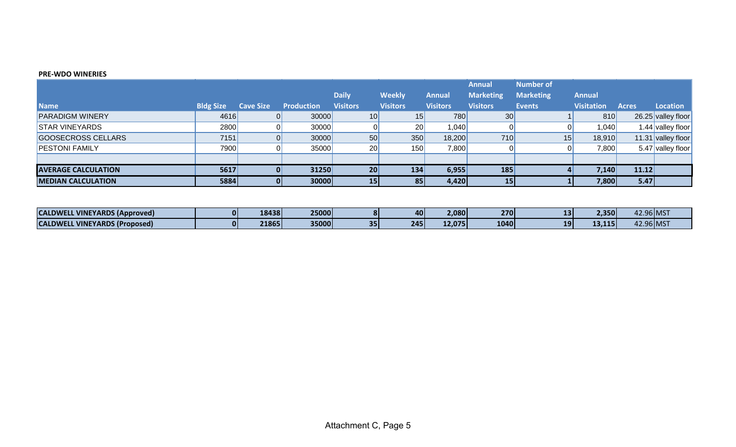**PRE-WDO WINERIES**

| Name | Bldg Size | Cave Size | Production | Daily Visitors | Weekly Visitors | Annual Visitors | Annual Marketing Visitors | Number of Marketing Events | Annual Visitation | Acres | Location |
|---|---|---|---|---|---|---|---|---|---|---|---|
| PARADIGM WINERY | 4616 | 0 | 30000 | 10 | 15 | 780 | 30 | 1 | 810 | 26.25 | valley floor |
| STAR VINEYARDS | 2800 | 0 | 30000 | 0 | 20 | 1,040 | 0 | 0 | 1,040 | 1.44 | valley floor |
| GOOSECROSS CELLARS | 7151 | 0 | 30000 | 50 | 350 | 18,200 | 710 | 15 | 18,910 | 11.31 | valley floor |
| PESTONI FAMILY | 7900 | 0 | 35000 | 20 | 150 | 7,800 | 0 | 0 | 7,800 | 5.47 | valley floor |
| | | | | | | | | | | | |
| **AVERAGE CALCULATION** | **5617** | **0** | **31250** | **20** | **134** | **6,955** | **185** | **4** | **7,140** | **11.12** | |
| **MEDIAN CALCULATION** | **5884** | **0** | **30000** | **15** | **85** | **4,420** | **15** | **1** | **7,800** | **5.47** | |

| Name | Bldg Size | Cave Size | Production | Daily Visitors | Weekly Visitors | Annual Visitors | Annual Marketing Visitors | Number of Marketing Events | Annual Visitation | Acres | Location |
|---|---|---|---|---|---|---|---|---|---|---|---|
| **CALDWELL VINEYARDS (Approved)** | **0** | **18438** | **25000** | **8** | **40** | **2,080** | **270** | **13** | **2,350** | 42.96 | MST |
| **CALDWELL VINEYARDS (Proposed)** | **0** | **21865** | **35000** | **35** | **245** | **12,075** | **1040** | **19** | **13,115** | 42.96 | MST |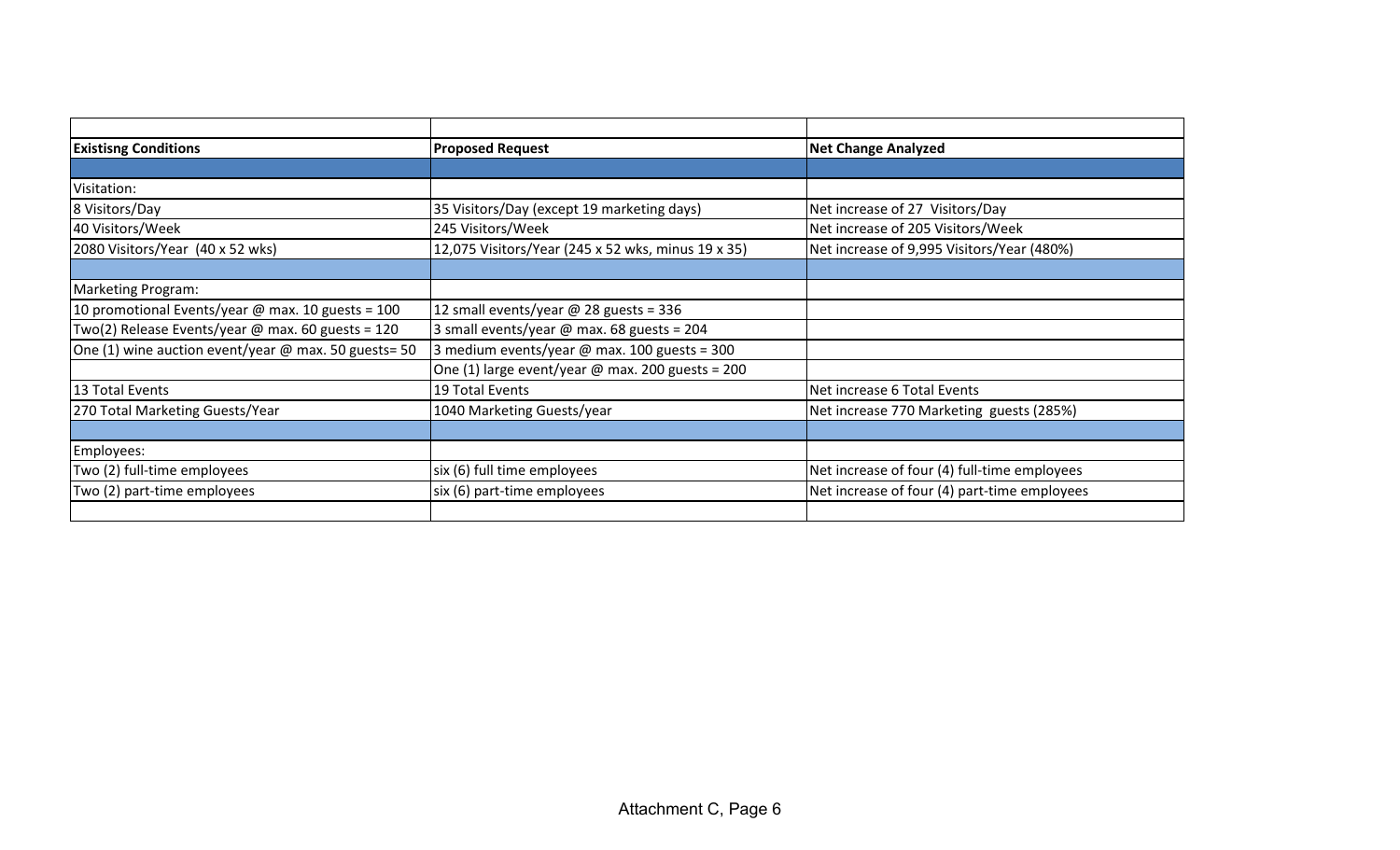| | | |
|---|---|---|
| **Existisng Conditions** | **Proposed Request** | **Net Change Analyzed** |
| | | |
| Visitation: | | |
| 8 Visitors/Day | 35 Visitors/Day (except 19 marketing days) | Net increase of 27 Visitors/Day |
| 40 Visitors/Week | 245 Visitors/Week | Net increase of 205 Visitors/Week |
| 2080 Visitors/Year (40 x 52 wks) | 12,075 Visitors/Year (245 x 52 wks, minus 19 x 35) | Net increase of 9,995 Visitors/Year (480%) |
| | | |
| Marketing Program: | | |
| 10 promotional Events/year @ max. 10 guests = 100 | 12 small events/year @ 28 guests = 336 | |
| Two(2) Release Events/year @ max. 60 guests = 120 | 3 small events/year @ max. 68 guests = 204 | |
| One (1) wine auction event/year @ max. 50 guests= 50 | 3 medium events/year @ max. 100 guests = 300 | |
| | One (1) large event/year @ max. 200 guests = 200 | |
| 13 Total Events | 19 Total Events | Net increase 6 Total Events |
| 270 Total Marketing Guests/Year | 1040 Marketing Guests/year | Net increase 770 Marketing guests (285%) |
| | | |
| Employees: | | |
| Two (2) full-time employees | six (6) full time employees | Net increase of four (4) full-time employees |
| Two (2) part-time employees | six (6) part-time employees | Net increase of four (4) part-time employees |
| | | |

Attachment C, Page 6